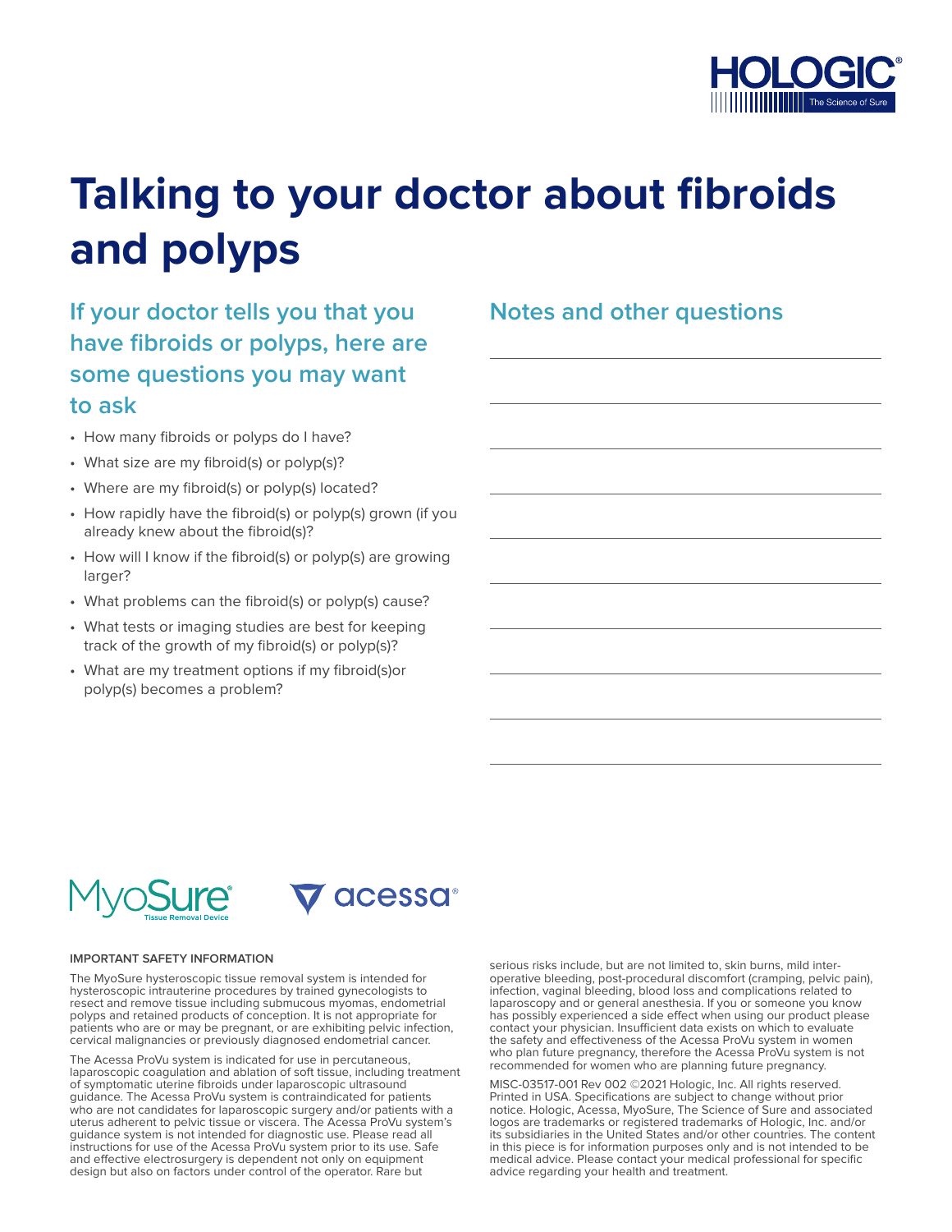# Talking to your doctor about fibroids and polyps

## If your doctor tells you that you have fibroids or polyps, here are some questions you may want to ask

- How many fibroids or polyps do I have?
- What size are my fibroid(s) or polyp(s)?
- Where are my fibroid(s) or polyp(s) located?
- How rapidly have the fibroid(s) or polyp(s) grown (if you already knew about the fibroid(s)?
- How will I know if the fibroid(s) or polyp(s) are growing larger?
- What problems can the fibroid(s) or polyp(s) cause?
- What tests or imaging studies are best for keeping track of the growth of my fibroid(s) or polyp(s)?
- What are my treatment options if my fibroid(s)or polyp(s) becomes a problem?

## Notes and other questions

MyoSure® Tissue Removal Device

acessa®

**IMPORTANT SAFETY INFORMATION**

The MyoSure hysteroscopic tissue removal system is intended for hysteroscopic intrauterine procedures by trained gynecologists to resect and remove tissue including submucous myomas, endometrial polyps and retained products of conception. It is not appropriate for patients who are or may be pregnant, or are exhibiting pelvic infection, cervical malignancies or previously diagnosed endometrial cancer.

The Acessa ProVu system is indicated for use in percutaneous, laparoscopic coagulation and ablation of soft tissue, including treatment of symptomatic uterine fibroids under laparoscopic ultrasound guidance. The Acessa ProVu system is contraindicated for patients who are not candidates for laparoscopic surgery and/or patients with a uterus adherent to pelvic tissue or viscera. The Acessa ProVu system's guidance system is not intended for diagnostic use. Please read all instructions for use of the Acessa ProVu system prior to its use. Safe and effective electrosurgery is dependent not only on equipment design but also on factors under control of the operator. Rare but serious risks include, but are not limited to, skin burns, mild inter-operative bleeding, post-procedural discomfort (cramping, pelvic pain), infection, vaginal bleeding, blood loss and complications related to laparoscopy and or general anesthesia. If you or someone you know has possibly experienced a side effect when using our product please contact your physician. Insufficient data exists on which to evaluate the safety and effectiveness of the Acessa ProVu system in women who plan future pregnancy, therefore the Acessa ProVu system is not recommended for women who are planning future pregnancy.

MISC-03517-001 Rev 002 ©2021 Hologic, Inc. All rights reserved. Printed in USA. Specifications are subject to change without prior notice. Hologic, Acessa, MyoSure, The Science of Sure and associated logos are trademarks or registered trademarks of Hologic, Inc. and/or its subsidiaries in the United States and/or other countries. The content in this piece is for information purposes only and is not intended to be medical advice. Please contact your medical professional for specific advice regarding your health and treatment.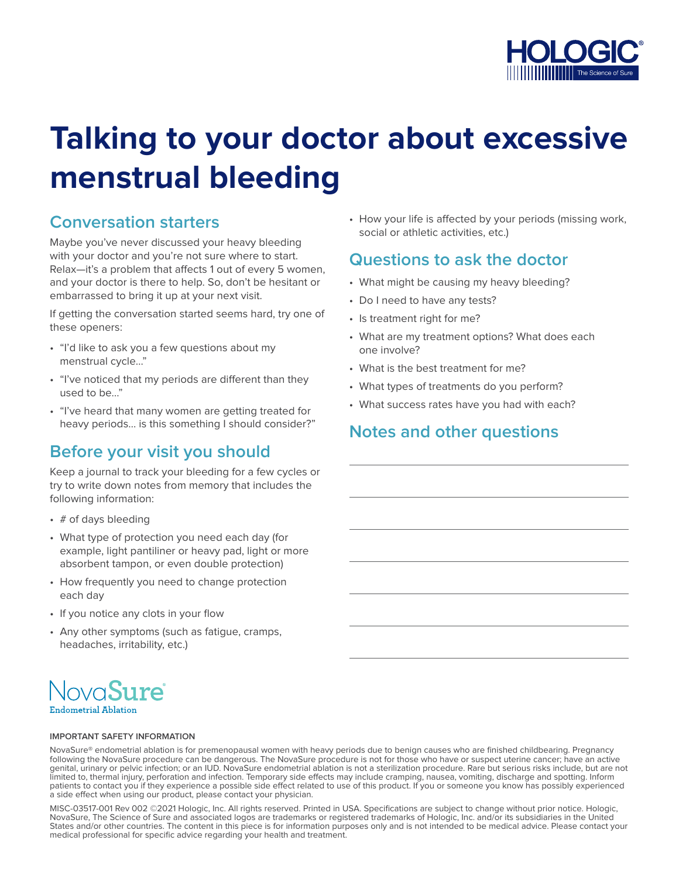# Talking to your doctor about excessive menstrual bleeding

## Conversation starters

Maybe you've never discussed your heavy bleeding with your doctor and you're not sure where to start. Relax—it's a problem that affects 1 out of every 5 women, and your doctor is there to help. So, don't be hesitant or embarrassed to bring it up at your next visit.

If getting the conversation started seems hard, try one of these openers:

- "I'd like to ask you a few questions about my menstrual cycle..."
- "I've noticed that my periods are different than they used to be..."
- "I've heard that many women are getting treated for heavy periods... is this something I should consider?"

## Before your visit you should

Keep a journal to track your bleeding for a few cycles or try to write down notes from memory that includes the following information:

- # of days bleeding
- What type of protection you need each day (for example, light pantiliner or heavy pad, light or more absorbent tampon, or even double protection)
- How frequently you need to change protection each day
- If you notice any clots in your flow
- Any other symptoms (such as fatigue, cramps, headaches, irritability, etc.)
- How your life is affected by your periods (missing work, social or athletic activities, etc.)

## Questions to ask the doctor

- What might be causing my heavy bleeding?
- Do I need to have any tests?
- Is treatment right for me?
- What are my treatment options? What does each one involve?
- What is the best treatment for me?
- What types of treatments do you perform?
- What success rates have you had with each?

## Notes and other questions

NovaSure® Endometrial Ablation

**IMPORTANT SAFETY INFORMATION**

NovaSure® endometrial ablation is for premenopausal women with heavy periods due to benign causes who are finished childbearing. Pregnancy following the NovaSure procedure can be dangerous. The NovaSure procedure is not for those who have or suspect uterine cancer; have an active genital, urinary or pelvic infection; or an IUD. NovaSure endometrial ablation is not a sterilization procedure. Rare but serious risks include, but are not limited to, thermal injury, perforation and infection. Temporary side effects may include cramping, nausea, vomiting, discharge and spotting. Inform patients to contact you if they experience a possible side effect related to use of this product. If you or someone you know has possibly experienced a side effect when using our product, please contact your physician.

MISC-03517-001 Rev 002 ©2021 Hologic, Inc. All rights reserved. Printed in USA. Specifications are subject to change without prior notice. Hologic, NovaSure, The Science of Sure and associated logos are trademarks or registered trademarks of Hologic, Inc. and/or its subsidiaries in the United States and/or other countries. The content in this piece is for information purposes only and is not intended to be medical advice. Please contact your medical professional for specific advice regarding your health and treatment.